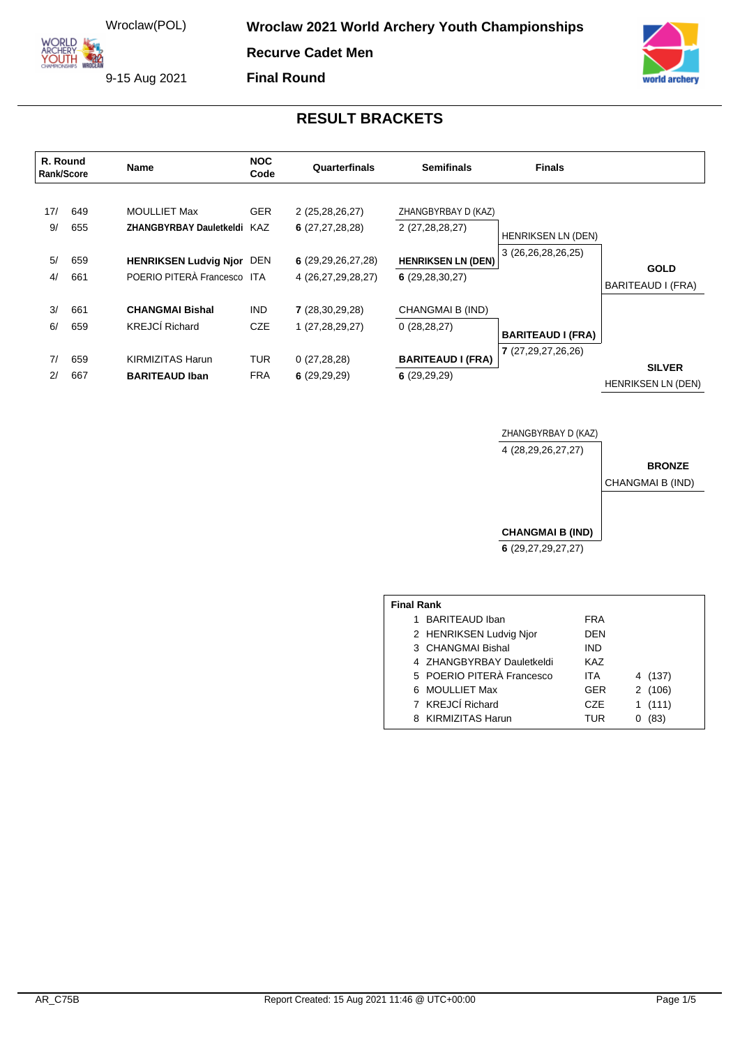Wroclaw(POL)

9-15 Aug 2021

# Wroclaw 2021 World Archery Youth Championships

## Recurve Cadet Men

## Final Round

## RESULT BRACKETS

| R. Round Rank/Score | | Name | NOC Code | Quarterfinals | Semifinals | Finals | |
|---|---|---|---|---|---|---|---|
| 17/ | 649 | MOULLIET Max | GER | 2 (25,28,26,27) | ZHANGBYRBAY D (KAZ) | | |
| 9/ | 655 | **ZHANGBYRBAY Dauletkeldi** | KAZ | **6** (27,27,28,28) | 2 (27,28,28,27) | HENRIKSEN LN (DEN) | |
| | | | | | | 3 (26,26,28,26,25) | |
| 5/ | 659 | **HENRIKSEN Ludvig Njor** | DEN | **6** (29,29,26,27,28) | **HENRIKSEN LN (DEN)** | | **GOLD** |
| 4/ | 661 | POERIO PITERÀ Francesco | ITA | 4 (26,27,29,28,27) | **6** (29,28,30,27) | | BARITEAUD I (FRA) |
| 3/ | 661 | **CHANGMAI Bishal** | IND | **7** (28,30,29,28) | CHANGMAI B (IND) | | |
| 6/ | 659 | KREJCÍ Richard | CZE | 1 (27,28,29,27) | 0 (28,28,27) | **BARITEAUD I (FRA)** | |
| | | | | | | **7** (27,29,27,26,26) | |
| 7/ | 659 | KIRMIZITAS Harun | TUR | 0 (27,28,28) | **BARITEAUD I (FRA)** | | **SILVER** |
| 2/ | 667 | **BARITEAUD Iban** | FRA | **6** (29,29,29) | **6** (29,29,29) | | HENRIKSEN LN (DEN) |

| Bronze Match | |
|---|---|
| ZHANGBYRBAY D (KAZ) | |
| 4 (28,29,26,27,27) | **BRONZE** |
| | CHANGMAI B (IND) |
| **CHANGMAI B (IND)** | |
| **6** (29,27,29,27,27) | |

| Final Rank | | | |
|---|---|---|---|
| 1 | BARITEAUD Iban | FRA | |
| 2 | HENRIKSEN Ludvig Njor | DEN | |
| 3 | CHANGMAI Bishal | IND | |
| 4 | ZHANGBYRBAY Dauletkeldi | KAZ | |
| 5 | POERIO PITERÀ Francesco | ITA | 4 (137) |
| 6 | MOULLIET Max | GER | 2 (106) |
| 7 | KREJCÍ Richard | CZE | 1 (111) |
| 8 | KIRMIZITAS Harun | TUR | 0 (83) |

AR_C75B

Report Created: 15 Aug 2021 11:46 @ UTC+00:00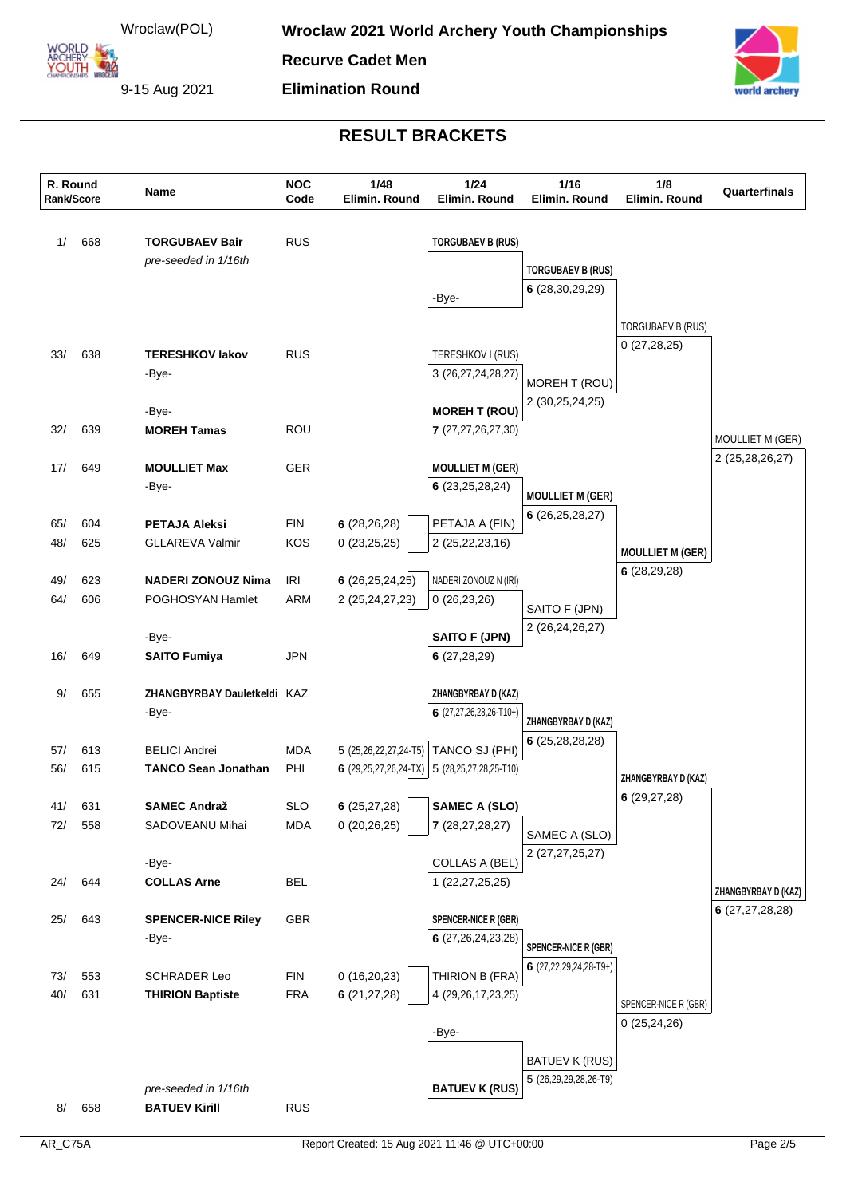# Wroclaw 2021 World Archery Youth Championships

Wroclaw(POL)

9-15 Aug 2021

**Recurve Cadet Men**

**Elimination Round**

## RESULT BRACKETS

| R. Round Rank/Score | Name | NOC Code | 1/48 Elimin. Round | 1/24 Elimin. Round | 1/16 Elimin. Round | 1/8 Elimin. Round | Quarterfinals |
|---|---|---|---|---|---|---|---|
| 1/ 668 | **TORGUBAEV Bair** | RUS | | **TORGUBAEV B (RUS)** | | | |
| | *pre-seeded in 1/16th* | | | | **TORGUBAEV B (RUS)** | | |
| | | | | | **6** (28,30,29,29) | | |
| | | | | -Bye- | | | |
| | | | | | | TORGUBAEV B (RUS) | |
| | | | | | | 0 (27,28,25) | |
| 33/ 638 | **TERESHKOV Iakov** | RUS | | TERESHKOV I (RUS) | | | |
| | -Bye- | | | 3 (26,27,24,28,27) | MOREH T (ROU) | | |
| | | | | | 2 (30,25,24,25) | | |
| | -Bye- | | | **MOREH T (ROU)** | | | |
| 32/ 639 | **MOREH Tamas** | ROU | | **7** (27,27,26,27,30) | | | |
| | | | | | | | MOULLIET M (GER) |
| | | | | | | | 2 (25,28,26,27) |
| 17/ 649 | **MOULLIET Max** | GER | | **MOULLIET M (GER)** | | | |
| | -Bye- | | | **6** (23,25,28,24) | **MOULLIET M (GER)** | | |
| | | | | | **6** (26,25,28,27) | | |
| 65/ 604 | **PETAJA Aleksi** | FIN | **6** (28,26,28) | PETAJA A (FIN) | | | |
| 48/ 625 | GLLAREVA Valmir | KOS | 0 (23,25,25) | 2 (25,22,23,16) | | | |
| | | | | | | **MOULLIET M (GER)** | |
| | | | | | | **6** (28,29,28) | |
| 49/ 623 | **NADERI ZONOUZ Nima** | IRI | **6** (26,25,24,25) | NADERI ZONOUZ N (IRI) | | | |
| 64/ 606 | POGHOSYAN Hamlet | ARM | 2 (25,24,27,23) | 0 (26,23,26) | SAITO F (JPN) | | |
| | | | | | 2 (26,24,26,27) | | |
| | -Bye- | | | **SAITO F (JPN)** | | | |
| 16/ 649 | **SAITO Fumiya** | JPN | | **6** (27,28,29) | | | |
| 9/ 655 | **ZHANGBYRBAY Dauletkeldi** | KAZ | | **ZHANGBYRBAY D (KAZ)** | | | |
| | -Bye- | | | **6** (27,27,26,28,26-T10+) | **ZHANGBYRBAY D (KAZ)** | | |
| | | | | | **6** (25,28,28,28) | | |
| 57/ 613 | BELICI Andrei | MDA | 5 (25,26,22,27,24-T5) | TANCO SJ (PHI) | | | |
| 56/ 615 | **TANCO Sean Jonathan** | PHI | **6** (29,25,27,26,24-TX) | 5 (28,25,27,28,25-T10) | | | |
| | | | | | | **ZHANGBYRBAY D (KAZ)** | |
| | | | | | | **6** (29,27,28) | |
| 41/ 631 | **SAMEC Andraž** | SLO | **6** (25,27,28) | **SAMEC A (SLO)** | | | |
| 72/ 558 | SADOVEANU Mihai | MDA | 0 (20,26,25) | **7** (28,27,28,27) | SAMEC A (SLO) | | |
| | | | | | 2 (27,27,25,27) | | |
| | -Bye- | | | COLLAS A (BEL) | | | |
| 24/ 644 | **COLLAS Arne** | BEL | | 1 (22,27,25,25) | | | |
| | | | | | | | **ZHANGBYRBAY D (KAZ)** |
| | | | | | | | **6** (27,27,28,28) |
| 25/ 643 | **SPENCER-NICE Riley** | GBR | | **SPENCER-NICE R (GBR)** | | | |
| | -Bye- | | | **6** (27,26,24,23,28) | **SPENCER-NICE R (GBR)** | | |
| | | | | | **6** (27,22,29,24,28-T9+) | | |
| 73/ 553 | SCHRADER Leo | FIN | 0 (16,20,23) | THIRION B (FRA) | | | |
| 40/ 631 | **THIRION Baptiste** | FRA | **6** (21,27,28) | 4 (29,26,17,23,25) | | | |
| | | | | | | SPENCER-NICE R (GBR) | |
| | | | | | | 0 (25,24,26) | |
| | | | | -Bye- | | | |
| | | | | | BATUEV K (RUS) | | |
| | | | | | 5 (26,29,29,28,26-T9) | | |
| | *pre-seeded in 1/16th* | | | **BATUEV K (RUS)** | | | |
| 8/ 658 | **BATUEV Kirill** | RUS | | | | | |

AR_C75A

Report Created: 15 Aug 2021 11:46 @ UTC+00:00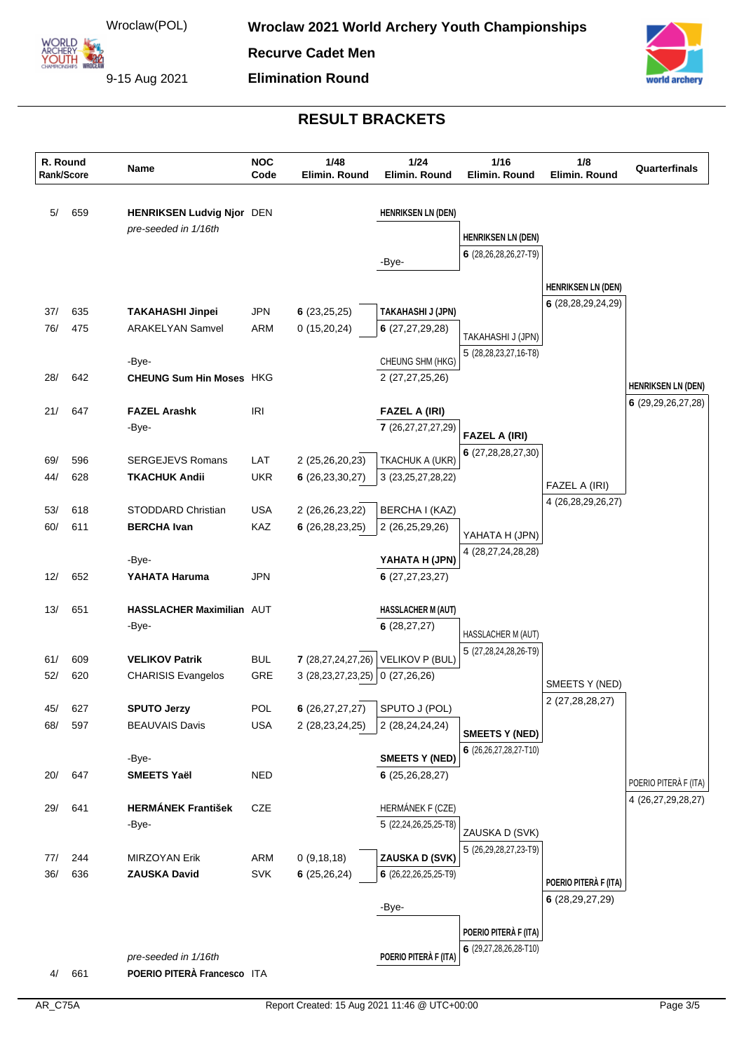Wroclaw(POL)

9-15 Aug 2021

# Wroclaw 2021 World Archery Youth Championships

## Recurve Cadet Men

## Elimination Round

### RESULT BRACKETS

| R. Round Rank/Score | | Name | NOC Code | 1/48 Elimin. Round | 1/24 Elimin. Round | 1/16 Elimin. Round | 1/8 Elimin. Round | Quarterfinals |
|---|---|---|---|---|---|---|---|---|
| 5/ | 659 | **HENRIKSEN Ludvig Njor** | DEN | | **HENRIKSEN LN (DEN)** | **HENRIKSEN LN (DEN)** 6 (28,26,28,26,27-T9) | **HENRIKSEN LN (DEN)** 6 (28,28,29,24,29) | **HENRIKSEN LN (DEN)** 6 (29,29,26,27,28) |
| | | *pre-seeded in 1/16th* | | | -Bye- | | | |
| 37/ | 635 | **TAKAHASHI Jinpei** | JPN | **6** (23,25,25) | **TAKAHASHI J (JPN)** 6 (27,27,29,28) | TAKAHASHI J (JPN) 5 (28,28,23,27,16-T8) | | |
| 76/ | 475 | ARAKELYAN Samvel | ARM | 0 (15,20,24) | | | | |
| | | -Bye- | | | CHEUNG SHM (HKG) 2 (27,27,25,26) | | | |
| 28/ | 642 | **CHEUNG Sum Hin Moses** | HKG | | | | | |
| 21/ | 647 | **FAZEL Arashk** | IRI | | **FAZEL A (IRI)** 7 (26,27,27,27,29) | **FAZEL A (IRI)** 6 (27,28,28,27,30) | FAZEL A (IRI) 4 (26,28,29,26,27) | |
| | | -Bye- | | | | | | |
| 69/ | 596 | SERGEJEVS Romans | LAT | 2 (25,26,20,23) | TKACHUK A (UKR) 3 (23,25,27,28,22) | | | |
| 44/ | 628 | **TKACHUK Andii** | UKR | **6** (26,23,30,27) | | | | |
| 53/ | 618 | STODDARD Christian | USA | 2 (26,26,23,22) | BERCHA I (KAZ) 2 (26,25,29,26) | YAHATA H (JPN) 4 (28,27,24,28,28) | | |
| 60/ | 611 | **BERCHA Ivan** | KAZ | **6** (26,28,23,25) | | | | |
| | | -Bye- | | | **YAHATA H (JPN)** 6 (27,27,23,27) | | | |
| 12/ | 652 | **YAHATA Haruma** | JPN | | | | | |
| 13/ | 651 | **HASSLACHER Maximilian** | AUT | | **HASSLACHER M (AUT)** 6 (28,27,27) | HASSLACHER M (AUT) 5 (27,28,24,28,26-T9) | SMEETS Y (NED) 2 (27,28,28,27) | POERIO PITERÀ F (ITA) 4 (26,27,29,28,27) |
| | | -Bye- | | | | | | |
| 61/ | 609 | **VELIKOV Patrik** | BUL | **7** (28,27,24,27,26) | VELIKOV P (BUL) 0 (27,26,26) | | | |
| 52/ | 620 | CHARISIS Evangelos | GRE | 3 (28,23,27,23,25) | | | | |
| 45/ | 627 | **SPUTO Jerzy** | POL | **6** (26,27,27,27) | SPUTO J (POL) 2 (28,24,24,24) | **SMEETS Y (NED)** 6 (26,26,27,28,27-T10) | | |
| 68/ | 597 | BEAUVAIS Davis | USA | 2 (28,23,24,25) | | | | |
| | | -Bye- | | | **SMEETS Y (NED)** 6 (25,26,28,27) | | | |
| 20/ | 647 | **SMEETS Yaël** | NED | | | | | |
| 29/ | 641 | **HERMÁNEK František** | CZE | | HERMÁNEK F (CZE) 5 (22,24,26,25,25-T8) | ZAUSKA D (SVK) 5 (26,29,28,27,23-T9) | **POERIO PITERÀ F (ITA)** 6 (28,29,27,29) | |
| | | -Bye- | | | | | | |
| 77/ | 244 | MIRZOYAN Erik | ARM | 0 (9,18,18) | **ZAUSKA D (SVK)** 6 (26,22,26,25,25-T9) | | | |
| 36/ | 636 | **ZAUSKA David** | SVK | **6** (25,26,24) | | | | |
| | | | | | -Bye- | **POERIO PITERÀ F (ITA)** 6 (29,27,28,26,28-T10) | | |
| | | *pre-seeded in 1/16th* | | | **POERIO PITERÀ F (ITA)** | | | |
| 4/ | 661 | **POERIO PITERÀ Francesco** | ITA | | | | | |

AR_C75A Report Created: 15 Aug 2021 11:46 @ UTC+00:00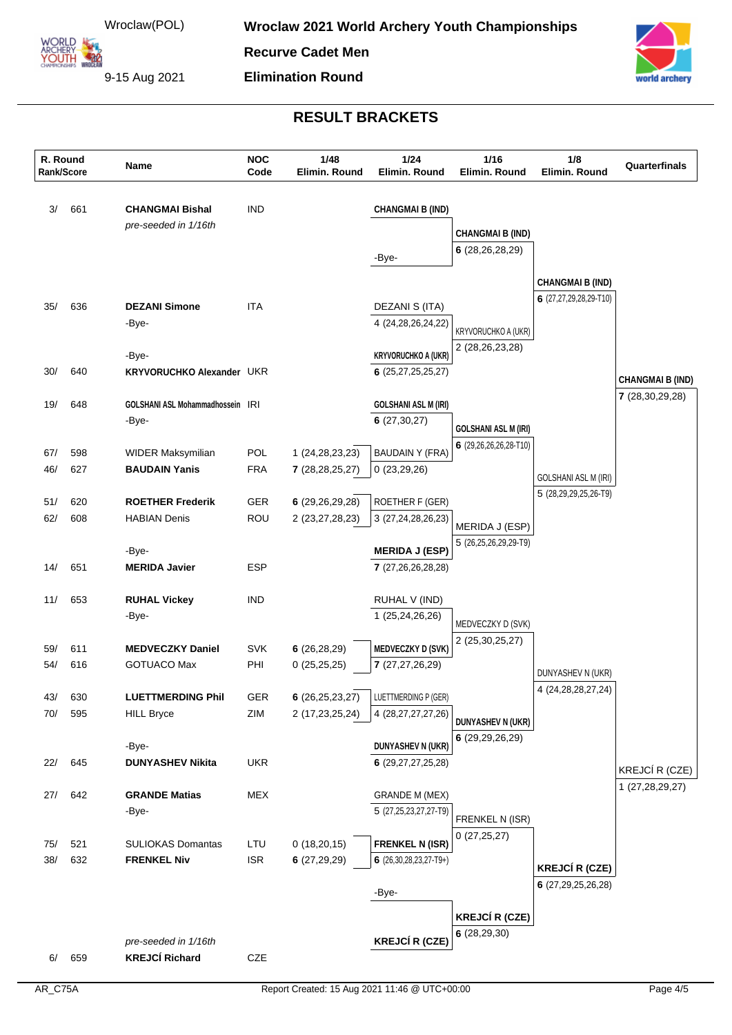Wroclaw(POL)

9-15 Aug 2021

# Wroclaw 2021 World Archery Youth Championships

## Recurve Cadet Men

## Elimination Round

### RESULT BRACKETS

| R. Round Rank/Score | Name | NOC Code | 1/48 Elimin. Round | 1/24 Elimin. Round | 1/16 Elimin. Round | 1/8 Elimin. Round | Quarterfinals |
|---|---|---|---|---|---|---|---|
| 3/ 661 | **CHANGMAI Bishal** | IND | | **CHANGMAI B (IND)** | | | |
| | *pre-seeded in 1/16th* | | | | **CHANGMAI B (IND)** | | |
| | | | | | **6** (28,26,28,29) | | |
| | | | | -Bye- | | | |
| | | | | | | **CHANGMAI B (IND)** | |
| | | | | | | **6** (27,27,29,28,29-T10) | |
| 35/ 636 | **DEZANI Simone** | ITA | | DEZANI S (ITA) | | | |
| | -Bye- | | | 4 (24,28,26,24,22) | KRYVORUCHKO A (UKR) | | |
| | | | | | 2 (28,26,23,28) | | |
| | -Bye- | | | **KRYVORUCHKO A (UKR)** | | | |
| 30/ 640 | **KRYVORUCHKO Alexander** | UKR | | **6** (25,27,25,25,27) | | | **CHANGMAI B (IND)** |
| | | | | | | | **7** (28,30,29,28) |
| 19/ 648 | **GOLSHANI ASL Mohammadhossein** | IRI | | **GOLSHANI ASL M (IRI)** | | | |
| | -Bye- | | | **6** (27,30,27) | **GOLSHANI ASL M (IRI)** | | |
| | | | | | **6** (29,26,26,26,28-T10) | | |
| 67/ 598 | WIDER Maksymilian | POL | 1 (24,28,23,23) | BAUDAIN Y (FRA) | | | |
| 46/ 627 | **BAUDAIN Yanis** | FRA | **7** (28,28,25,27) | 0 (23,29,26) | | GOLSHANI ASL M (IRI) | |
| | | | | | | 5 (28,29,29,25,26-T9) | |
| 51/ 620 | **ROETHER Frederik** | GER | **6** (29,26,29,28) | ROETHER F (GER) | | | |
| 62/ 608 | HABIAN Denis | ROU | 2 (23,27,28,23) | 3 (27,24,28,26,23) | MERIDA J (ESP) | | |
| | | | | | 5 (26,25,26,29,29-T9) | | |
| | -Bye- | | | **MERIDA J (ESP)** | | | |
| 14/ 651 | **MERIDA Javier** | ESP | | **7** (27,26,26,28,28) | | | |
| 11/ 653 | **RUHAL Vickey** | IND | | RUHAL V (IND) | | | |
| | -Bye- | | | 1 (25,24,26,26) | MEDVECZKY D (SVK) | | |
| | | | | | 2 (25,30,25,27) | | |
| 59/ 611 | **MEDVECZKY Daniel** | SVK | **6** (26,28,29) | **MEDVECZKY D (SVK)** | | | |
| 54/ 616 | GOTUACO Max | PHI | 0 (25,25,25) | **7** (27,27,26,29) | | DUNYASHEV N (UKR) | |
| | | | | | | 4 (24,28,28,27,24) | |
| 43/ 630 | **LUETTMERDING Phil** | GER | **6** (26,25,23,27) | LUETTMERDING P (GER) | | | |
| 70/ 595 | HILL Bryce | ZIM | 2 (17,23,25,24) | 4 (28,27,27,27,26) | **DUNYASHEV N (UKR)** | | |
| | | | | | **6** (29,29,26,29) | | |
| | -Bye- | | | **DUNYASHEV N (UKR)** | | | |
| 22/ 645 | **DUNYASHEV Nikita** | UKR | | **6** (29,27,27,25,28) | | | KREJCÍ R (CZE) |
| | | | | | | | 1 (27,28,29,27) |
| 27/ 642 | **GRANDE Matias** | MEX | | GRANDE M (MEX) | | | |
| | -Bye- | | | 5 (27,25,23,27,27-T9) | FRENKEL N (ISR) | | |
| | | | | | 0 (27,25,27) | | |
| 75/ 521 | SULIOKAS Domantas | LTU | 0 (18,20,15) | **FRENKEL N (ISR)** | | | |
| 38/ 632 | **FRENKEL Niv** | ISR | **6** (27,29,29) | **6** (26,30,28,23,27-T9+) | | **KREJCÍ R (CZE)** | |
| | | | | | | **6** (27,29,25,26,28) | |
| | | | | -Bye- | | | |
| | | | | | **KREJCÍ R (CZE)** | | |
| | | | | | **6** (28,29,30) | | |
| | *pre-seeded in 1/16th* | | | **KREJCÍ R (CZE)** | | | |
| 6/ 659 | **KREJCÍ Richard** | CZE | | | | | |

AR_C75A

Report Created: 15 Aug 2021 11:46 @ UTC+00:00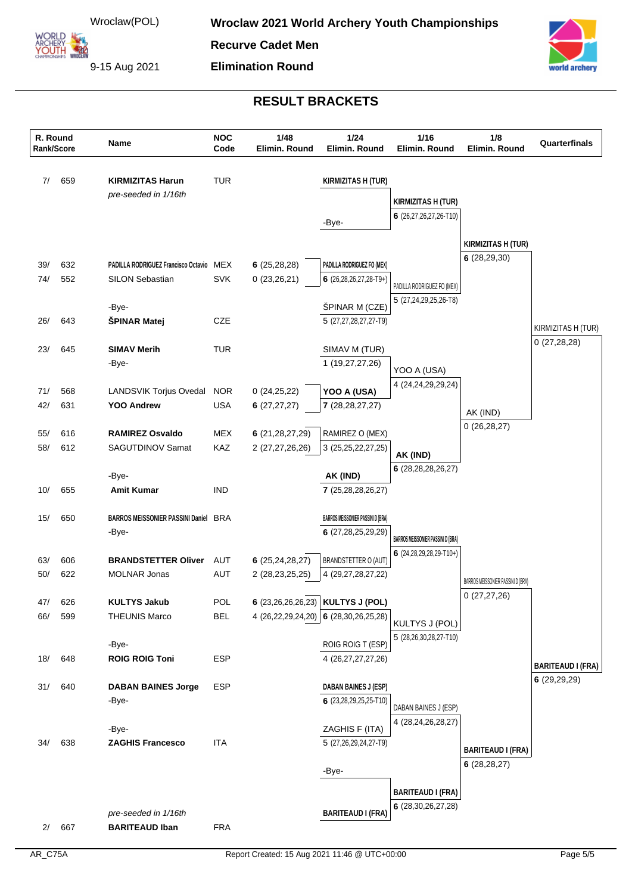# Wroclaw 2021 World Archery Youth Championships

Wroclaw(POL)

9-15 Aug 2021

**Recurve Cadet Men**

**Elimination Round**

## RESULT BRACKETS

| R. Round Rank | Score | Name | NOC Code | 1/48 Elimin. Round | 1/24 Elimin. Round | 1/16 Elimin. Round | 1/8 Elimin. Round | Quarterfinals |
|---|---|---|---|---|---|---|---|---|
| 7/ | 659 | **KIRMIZITAS Harun** | TUR | | **KIRMIZITAS H (TUR)** | | | |
| | | *pre-seeded in 1/16th* | | | | **KIRMIZITAS H (TUR)** | | |
| | | | | | | **6** (26,27,26,27,26-T10) | | |
| | | | | | -Bye- | | | |
| | | | | | | | **KIRMIZITAS H (TUR)** | |
| | | | | | | | **6** (28,29,30) | |
| 39/ | 632 | PADILLA RODRIGUEZ Francisco Octavio | MEX | **6** (25,28,28) | PADILLA RODRIGUEZ FO (MEX) | | | |
| 74/ | 552 | SILON Sebastian | SVK | 0 (23,26,21) | **6** (26,28,26,27,28-T9+) | PADILLA RODRIGUEZ FO (MEX) | | |
| | | | | | | 5 (27,24,29,25,26-T8) | | |
| | | -Bye- | | | ŠPINAR M (CZE) | | | |
| 26/ | 643 | **ŠPINAR Matej** | CZE | | 5 (27,27,28,27,27-T9) | | | KIRMIZITAS H (TUR) |
| | | | | | | | | 0 (27,28,28) |
| 23/ | 645 | **SIMAV Merih** | TUR | | SIMAV M (TUR) | | | |
| | | -Bye- | | | 1 (19,27,27,26) | YOO A (USA) | | |
| | | | | | | 4 (24,24,29,29,24) | | |
| 71/ | 568 | LANDSVIK Torjus Ovedal | NOR | 0 (24,25,22) | **YOO A (USA)** | | | |
| 42/ | 631 | **YOO Andrew** | USA | **6** (27,27,27) | **7** (28,28,27,27) | | AK (IND) | |
| | | | | | | | 0 (26,28,27) | |
| 55/ | 616 | **RAMIREZ Osvaldo** | MEX | **6** (21,28,27,29) | RAMIREZ O (MEX) | | | |
| 58/ | 612 | SAGUTDINOV Samat | KAZ | 2 (27,27,26,26) | 3 (25,25,22,27,25) | **AK (IND)** | | |
| | | | | | | **6** (28,28,28,26,27) | | |
| | | -Bye- | | | **AK (IND)** | | | |
| 10/ | 655 | **Amit Kumar** | IND | | **7** (25,28,28,26,27) | | | |
| 15/ | 650 | **BARROS MEISSONIER PASSINI Daniel** | BRA | | **BARROS MEISSONIER PASSINI D (BRA)** | | | |
| | | -Bye- | | | **6** (27,28,25,29,29) | **BARROS MEISSONIER PASSINI D (BRA)** | | |
| | | | | | | **6** (24,28,29,28,29-T10+) | | |
| 63/ | 606 | **BRANDSTETTER Oliver** | AUT | **6** (25,24,28,27) | BRANDSTETTER O (AUT) | | | |
| 50/ | 622 | MOLNAR Jonas | AUT | 2 (28,23,25,25) | 4 (29,27,28,27,22) | | BARROS MEISSONIER PASSINI D (BRA) | |
| | | | | | | | 0 (27,27,26) | |
| 47/ | 626 | **KULTYS Jakub** | POL | **6** (23,26,26,26,23) | **KULTYS J (POL)** | | | |
| 66/ | 599 | THEUNIS Marco | BEL | 4 (26,22,29,24,20) | **6** (28,30,26,25,28) | KULTYS J (POL) | | |
| | | | | | | 5 (28,26,30,28,27-T10) | | |
| | | -Bye- | | | ROIG ROIG T (ESP) | | | |
| 18/ | 648 | **ROIG ROIG Toni** | ESP | | 4 (26,27,27,27,26) | | | **BARITEAUD I (FRA)** |
| | | | | | | | | **6** (29,29,29) |
| 31/ | 640 | **DABAN BAINES Jorge** | ESP | | **DABAN BAINES J (ESP)** | | | |
| | | -Bye- | | | **6** (23,28,29,25,25-T10) | DABAN BAINES J (ESP) | | |
| | | | | | | 4 (28,24,26,28,27) | | |
| | | -Bye- | | | ZAGHIS F (ITA) | | | |
| 34/ | 638 | **ZAGHIS Francesco** | ITA | | 5 (27,26,29,24,27-T9) | | **BARITEAUD I (FRA)** | |
| | | | | | | | **6** (28,28,27) | |
| | | | | | -Bye- | | | |
| | | | | | | **BARITEAUD I (FRA)** | | |
| | | *pre-seeded in 1/16th* | | | **BARITEAUD I (FRA)** | **6** (28,30,26,27,28) | | |
| 2/ | 667 | **BARITEAUD Iban** | FRA | | | | | |

AR_C75A

Report Created: 15 Aug 2021 11:46 @ UTC+00:00